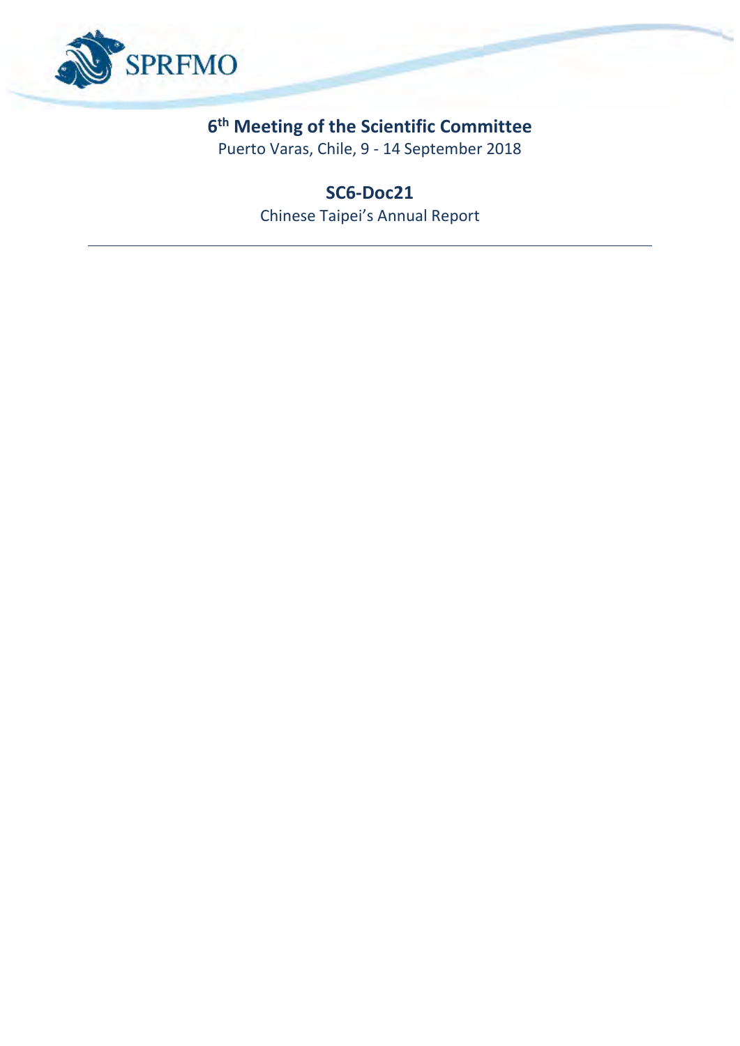# 6th Meeting of the Scientific Committee

Puerto Varas, Chile, 9 - 14 September 2018

## SC6-Doc21

Chinese Taipei's Annual Report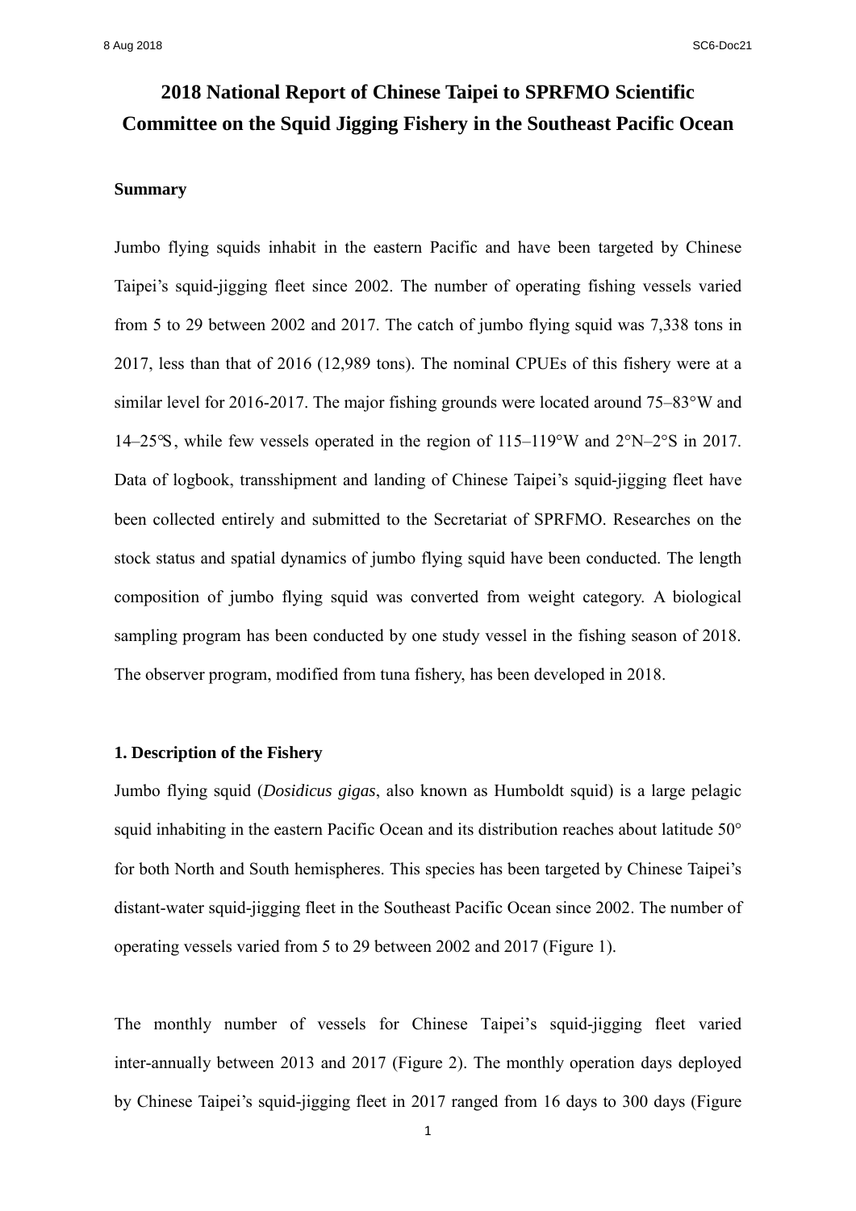# 2018 National Report of Chinese Taipei to SPRFMO Scientific Committee on the Squid Jigging Fishery in the Southeast Pacific Ocean

**Summary**

Jumbo flying squids inhabit in the eastern Pacific and have been targeted by Chinese Taipei's squid-jigging fleet since 2002. The number of operating fishing vessels varied from 5 to 29 between 2002 and 2017. The catch of jumbo flying squid was 7,338 tons in 2017, less than that of 2016 (12,989 tons). The nominal CPUEs of this fishery were at a similar level for 2016-2017. The major fishing grounds were located around 75–83°W and 14–25℃, while few vessels operated in the region of 115–119°W and 2°N–2°S in 2017. Data of logbook, transshipment and landing of Chinese Taipei's squid-jigging fleet have been collected entirely and submitted to the Secretariat of SPRFMO. Researches on the stock status and spatial dynamics of jumbo flying squid have been conducted. The length composition of jumbo flying squid was converted from weight category. A biological sampling program has been conducted by one study vessel in the fishing season of 2018. The observer program, modified from tuna fishery, has been developed in 2018.

## 1. Description of the Fishery

Jumbo flying squid (*Dosidicus gigas*, also known as Humboldt squid) is a large pelagic squid inhabiting in the eastern Pacific Ocean and its distribution reaches about latitude 50° for both North and South hemispheres. This species has been targeted by Chinese Taipei's distant-water squid-jigging fleet in the Southeast Pacific Ocean since 2002. The number of operating vessels varied from 5 to 29 between 2002 and 2017 (Figure 1).

The monthly number of vessels for Chinese Taipei's squid-jigging fleet varied inter-annually between 2013 and 2017 (Figure 2). The monthly operation days deployed by Chinese Taipei's squid-jigging fleet in 2017 ranged from 16 days to 300 days (Figure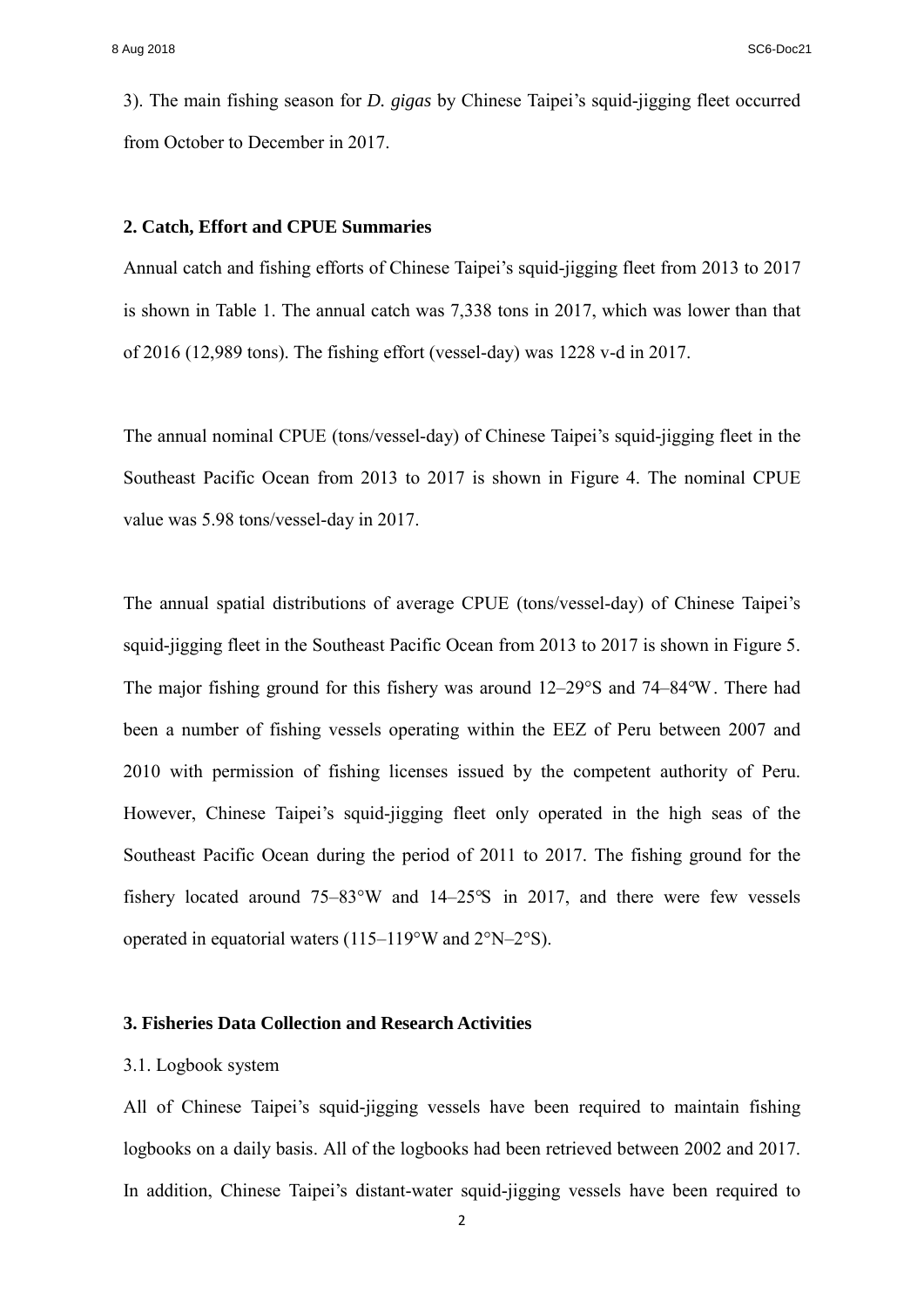3). The main fishing season for *D. gigas* by Chinese Taipei's squid-jigging fleet occurred from October to December in 2017.

## 2. Catch, Effort and CPUE Summaries

Annual catch and fishing efforts of Chinese Taipei's squid-jigging fleet from 2013 to 2017 is shown in Table 1. The annual catch was 7,338 tons in 2017, which was lower than that of 2016 (12,989 tons). The fishing effort (vessel-day) was 1228 v-d in 2017.

The annual nominal CPUE (tons/vessel-day) of Chinese Taipei's squid-jigging fleet in the Southeast Pacific Ocean from 2013 to 2017 is shown in Figure 4. The nominal CPUE value was 5.98 tons/vessel-day in 2017.

The annual spatial distributions of average CPUE (tons/vessel-day) of Chinese Taipei's squid-jigging fleet in the Southeast Pacific Ocean from 2013 to 2017 is shown in Figure 5. The major fishing ground for this fishery was around 12–29°S and 74–84°W. There had been a number of fishing vessels operating within the EEZ of Peru between 2007 and 2010 with permission of fishing licenses issued by the competent authority of Peru. However, Chinese Taipei's squid-jigging fleet only operated in the high seas of the Southeast Pacific Ocean during the period of 2011 to 2017. The fishing ground for the fishery located around 75–83°W and 14–25°S in 2017, and there were few vessels operated in equatorial waters (115–119°W and 2°N–2°S).

## 3. Fisheries Data Collection and Research Activities

3.1. Logbook system

All of Chinese Taipei's squid-jigging vessels have been required to maintain fishing logbooks on a daily basis. All of the logbooks had been retrieved between 2002 and 2017. In addition, Chinese Taipei's distant-water squid-jigging vessels have been required to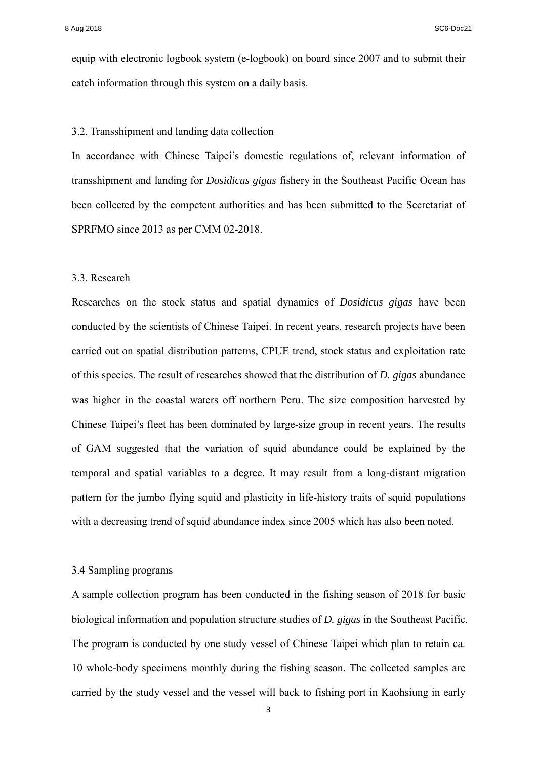equip with electronic logbook system (e-logbook) on board since 2007 and to submit their catch information through this system on a daily basis.

### 3.2. Transshipment and landing data collection

In accordance with Chinese Taipei's domestic regulations of, relevant information of transshipment and landing for *Dosidicus gigas* fishery in the Southeast Pacific Ocean has been collected by the competent authorities and has been submitted to the Secretariat of SPRFMO since 2013 as per CMM 02-2018.

### 3.3. Research

Researches on the stock status and spatial dynamics of *Dosidicus gigas* have been conducted by the scientists of Chinese Taipei. In recent years, research projects have been carried out on spatial distribution patterns, CPUE trend, stock status and exploitation rate of this species. The result of researches showed that the distribution of *D. gigas* abundance was higher in the coastal waters off northern Peru. The size composition harvested by Chinese Taipei's fleet has been dominated by large-size group in recent years. The results of GAM suggested that the variation of squid abundance could be explained by the temporal and spatial variables to a degree. It may result from a long-distant migration pattern for the jumbo flying squid and plasticity in life-history traits of squid populations with a decreasing trend of squid abundance index since 2005 which has also been noted.

### 3.4 Sampling programs

A sample collection program has been conducted in the fishing season of 2018 for basic biological information and population structure studies of *D. gigas* in the Southeast Pacific. The program is conducted by one study vessel of Chinese Taipei which plan to retain ca. 10 whole-body specimens monthly during the fishing season. The collected samples are carried by the study vessel and the vessel will back to fishing port in Kaohsiung in early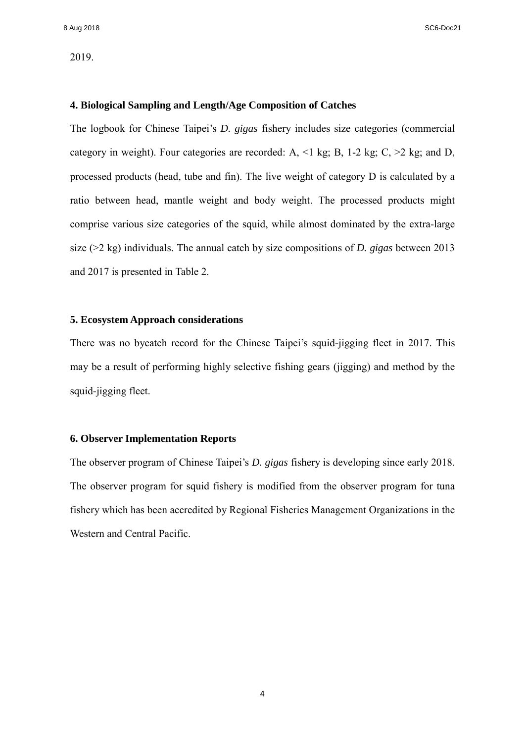2019.

## 4. Biological Sampling and Length/Age Composition of Catches

The logbook for Chinese Taipei's *D. gigas* fishery includes size categories (commercial category in weight). Four categories are recorded: A, <1 kg; B, 1-2 kg; C, >2 kg; and D, processed products (head, tube and fin). The live weight of category D is calculated by a ratio between head, mantle weight and body weight. The processed products might comprise various size categories of the squid, while almost dominated by the extra-large size (>2 kg) individuals. The annual catch by size compositions of *D. gigas* between 2013 and 2017 is presented in Table 2.

## 5. Ecosystem Approach considerations

There was no bycatch record for the Chinese Taipei's squid-jigging fleet in 2017. This may be a result of performing highly selective fishing gears (jigging) and method by the squid-jigging fleet.

## 6. Observer Implementation Reports

The observer program of Chinese Taipei's *D. gigas* fishery is developing since early 2018. The observer program for squid fishery is modified from the observer program for tuna fishery which has been accredited by Regional Fisheries Management Organizations in the Western and Central Pacific.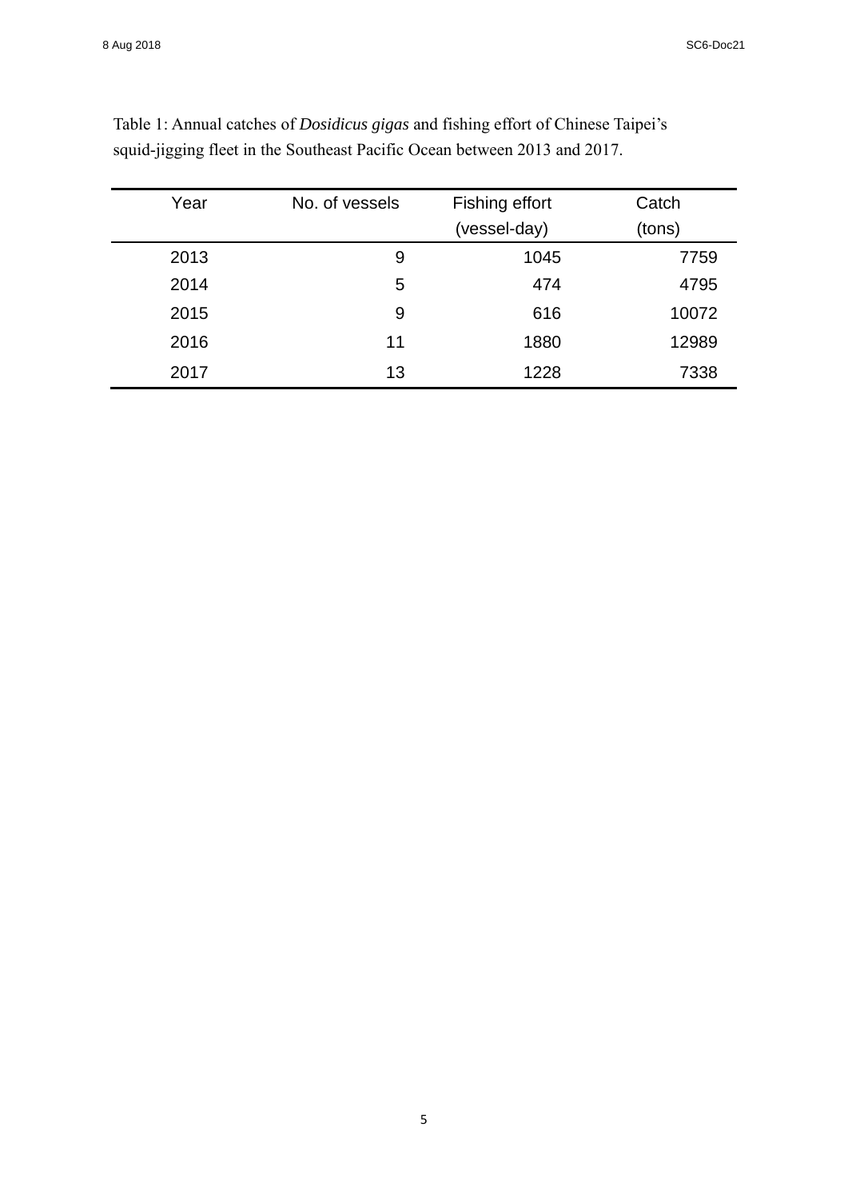Table 1: Annual catches of *Dosidicus gigas* and fishing effort of Chinese Taipei's squid-jigging fleet in the Southeast Pacific Ocean between 2013 and 2017.

| Year | No. of vessels | Fishing effort (vessel-day) | Catch (tons) |
|---|---|---|---|
| 2013 | 9 | 1045 | 7759 |
| 2014 | 5 | 474 | 4795 |
| 2015 | 9 | 616 | 10072 |
| 2016 | 11 | 1880 | 12989 |
| 2017 | 13 | 1228 | 7338 |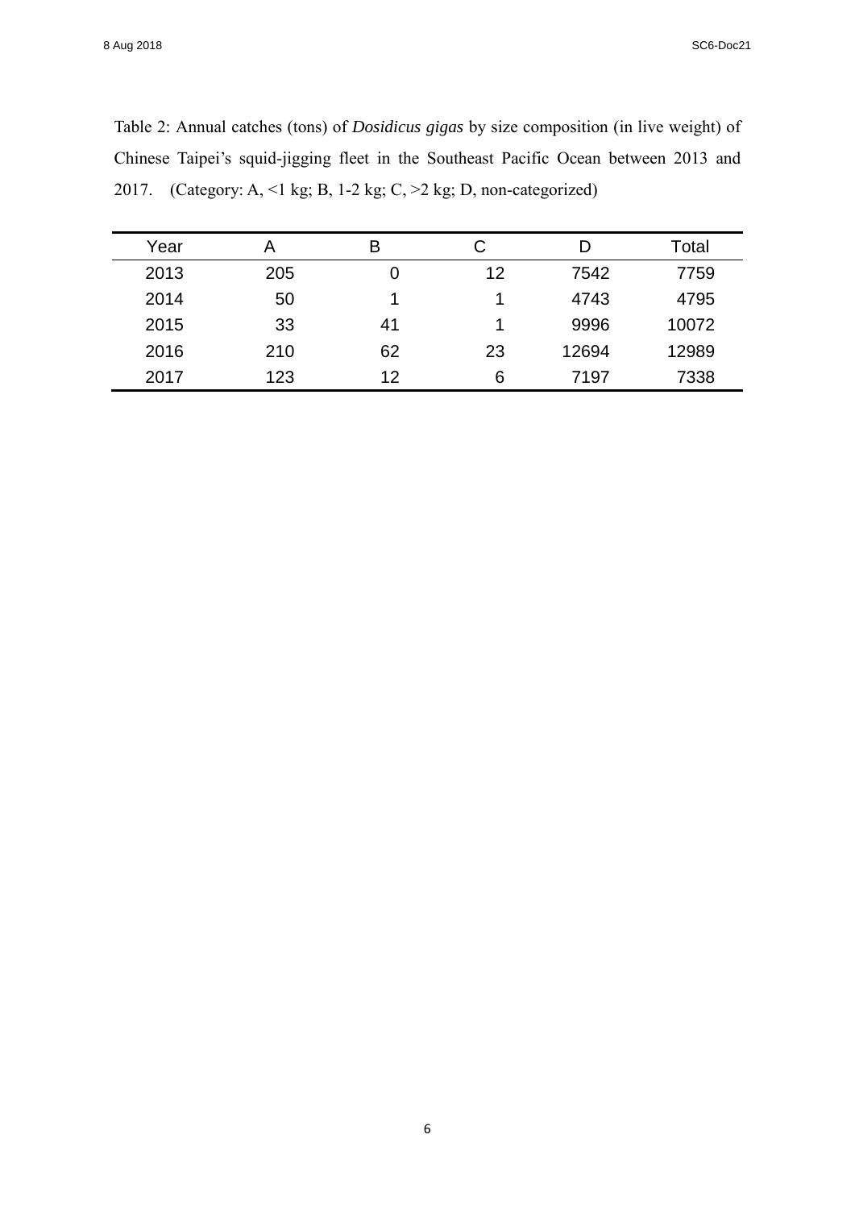Table 2: Annual catches (tons) of *Dosidicus gigas* by size composition (in live weight) of Chinese Taipei's squid-jigging fleet in the Southeast Pacific Ocean between 2013 and 2017. (Category: A, <1 kg; B, 1-2 kg; C, >2 kg; D, non-categorized)

| Year | A | B | C | D | Total |
|---|---|---|---|---|---|
| 2013 | 205 | 0 | 12 | 7542 | 7759 |
| 2014 | 50 | 1 | 1 | 4743 | 4795 |
| 2015 | 33 | 41 | 1 | 9996 | 10072 |
| 2016 | 210 | 62 | 23 | 12694 | 12989 |
| 2017 | 123 | 12 | 6 | 7197 | 7338 |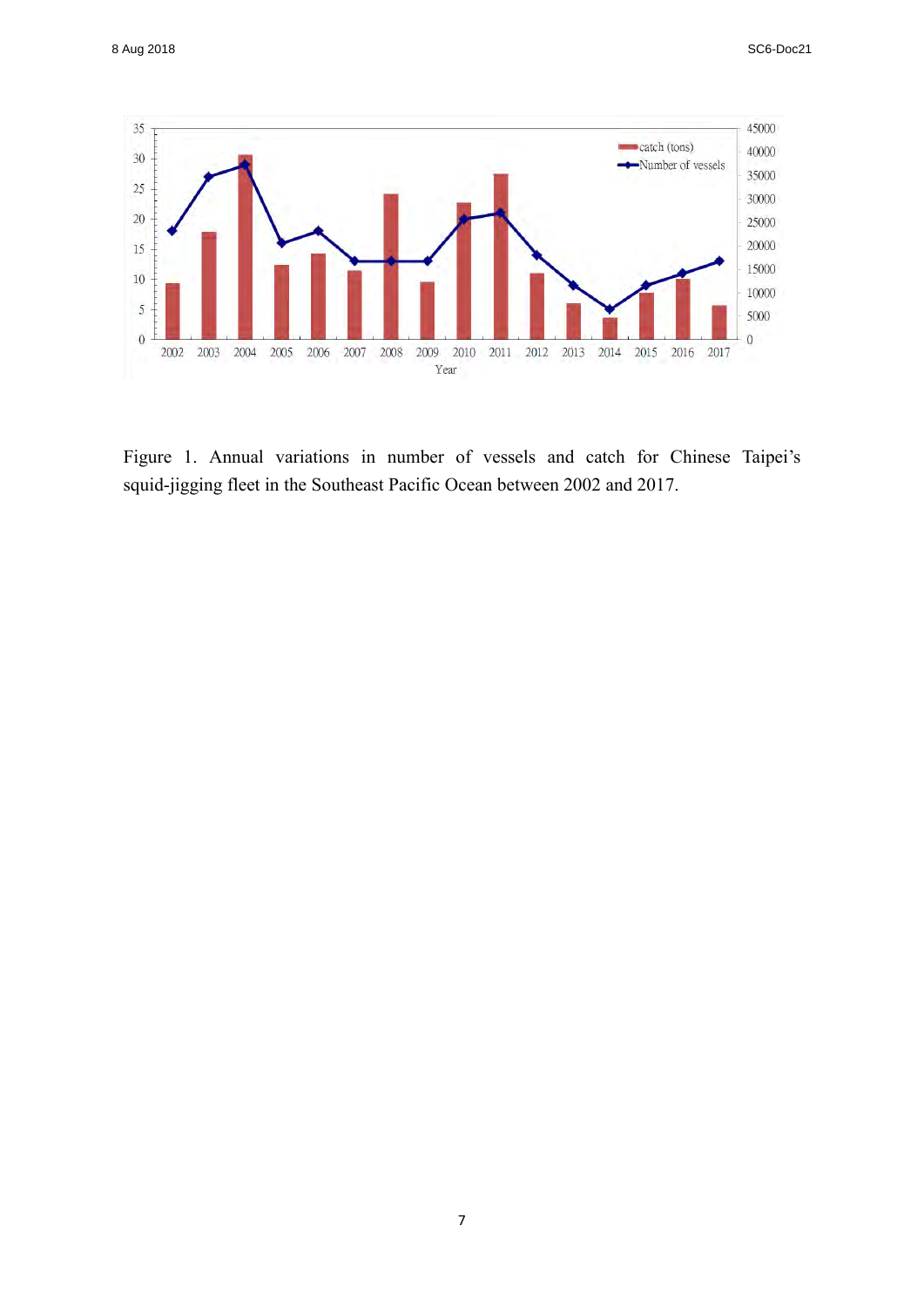Figure 1. Annual variations in number of vessels and catch for Chinese Taipei's squid-jigging fleet in the Southeast Pacific Ocean between 2002 and 2017.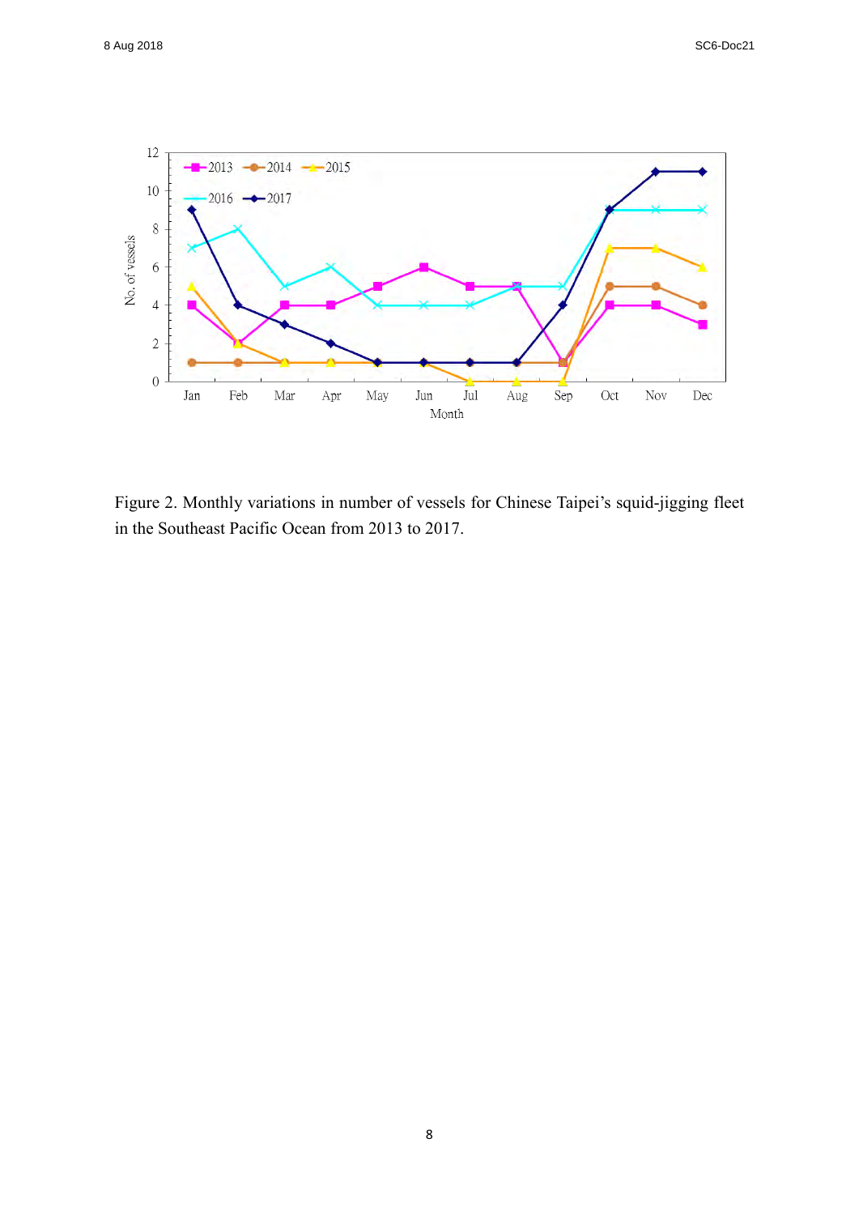Figure 2. Monthly variations in number of vessels for Chinese Taipei's squid-jigging fleet in the Southeast Pacific Ocean from 2013 to 2017.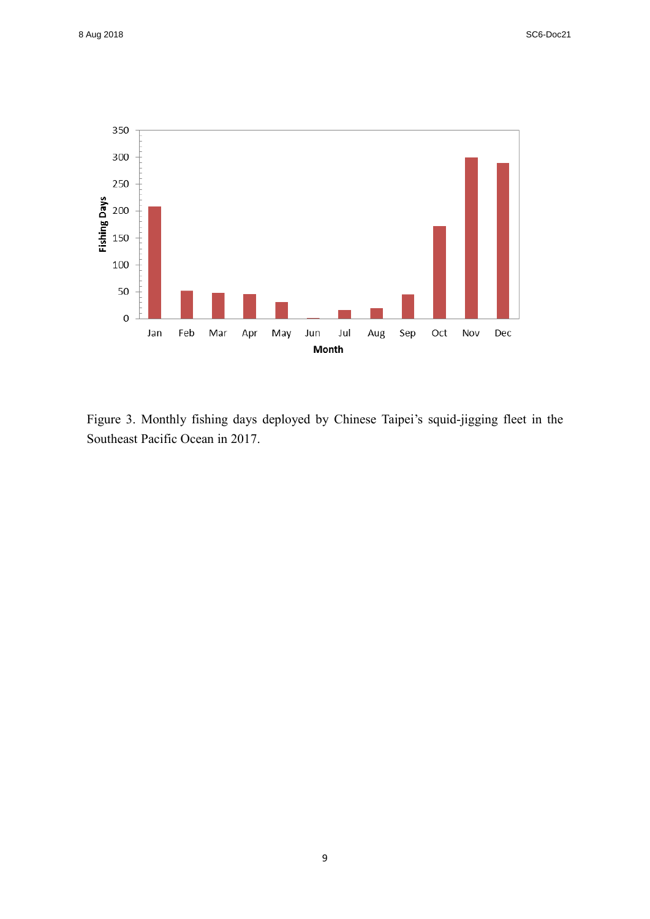Figure 3. Monthly fishing days deployed by Chinese Taipei's squid-jigging fleet in the Southeast Pacific Ocean in 2017.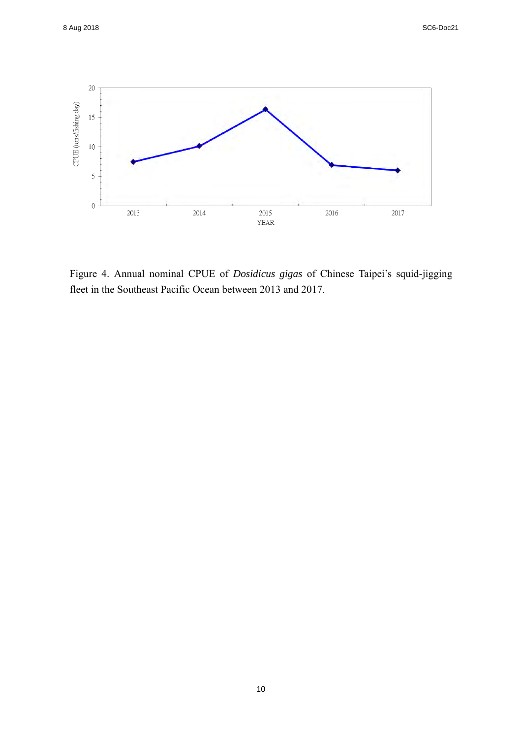Figure 4. Annual nominal CPUE of *Dosidicus gigas* of Chinese Taipei's squid-jigging fleet in the Southeast Pacific Ocean between 2013 and 2017.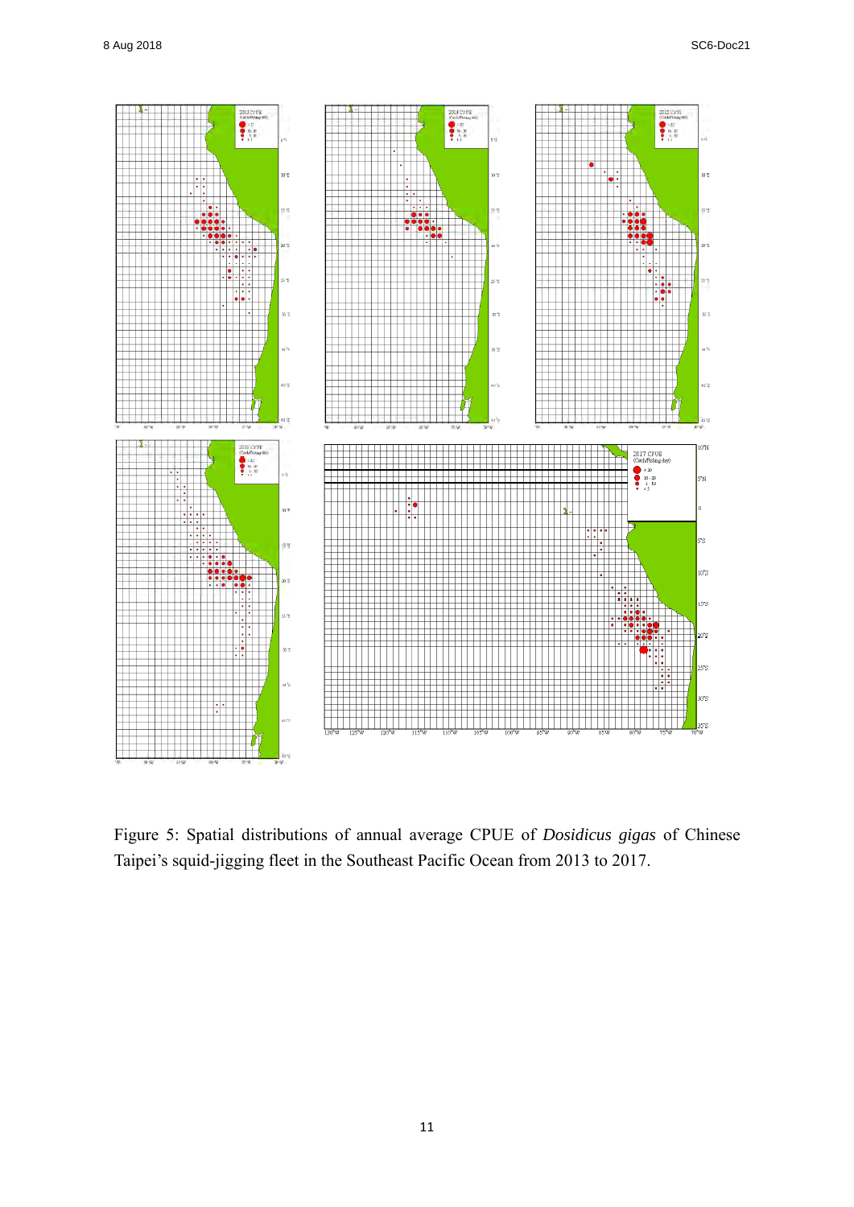2013 CPUE
(Catch/Fishing day)

2014 CPUE
(Catch/Fishing day)

2015 CPUE
(Catch/Fishing day)

2016 CPUE
(Catch/Fishing day)

2017 CPUE
(Catch/Fishing day)
> 20
10 - 20
5 - 10
< 5

10°N
5°N
0
5°S
10°S
15°S
20°S
25°S
30°S
35°S

130°W 125°W 120°W 115°W 110°W 105°W 100°W 95°W 90°W 85°W 80°W 75°W 70°W

Figure 5: Spatial distributions of annual average CPUE of *Dosidicus gigas* of Chinese Taipei's squid-jigging fleet in the Southeast Pacific Ocean from 2013 to 2017.